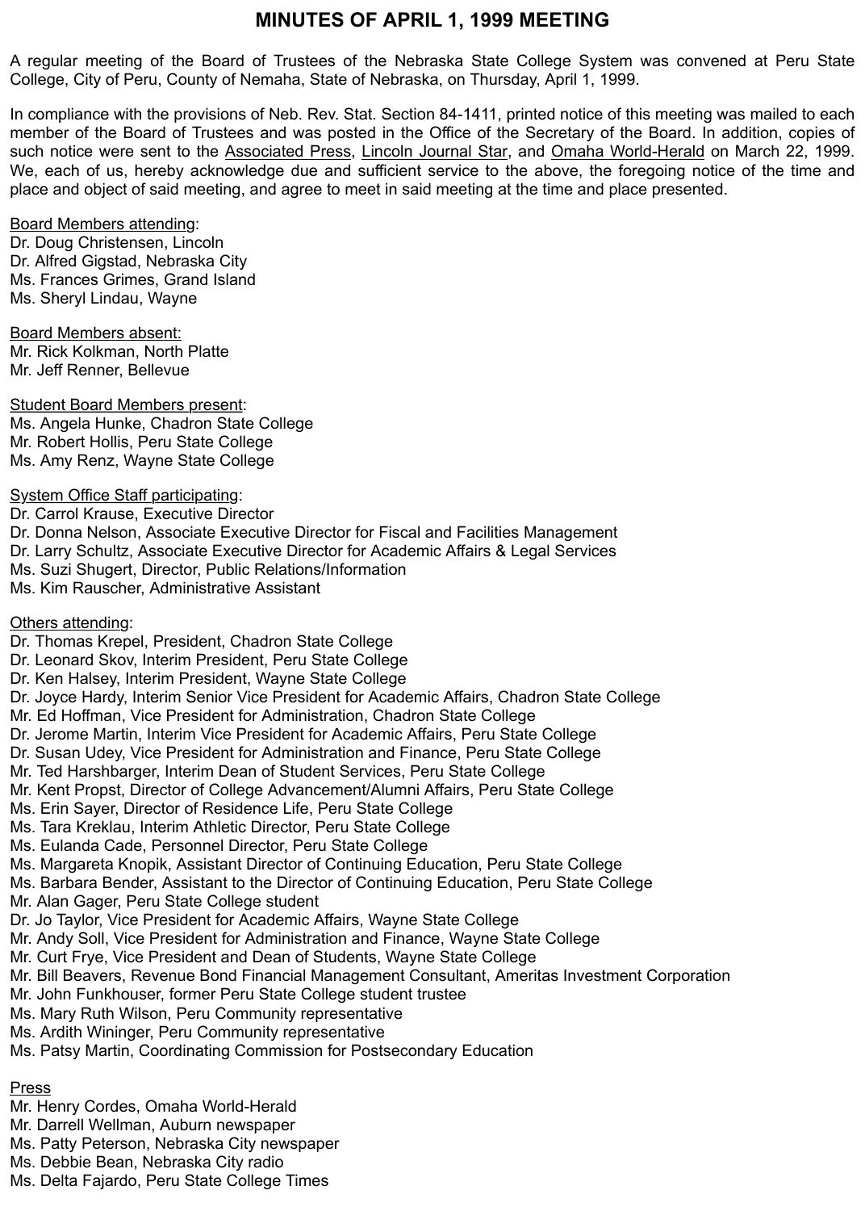# MINUTES OF APRIL 1, 1999 MEETING

A regular meeting of the Board of Trustees of the Nebraska State College System was convened at Peru State College, City of Peru, County of Nemaha, State of Nebraska, on Thursday, April 1, 1999.

In compliance with the provisions of Neb. Rev. Stat. Section 84-1411, printed notice of this meeting was mailed to each member of the Board of Trustees and was posted in the Office of the Secretary of the Board. In addition, copies of such notice were sent to the Associated Press, Lincoln Journal Star, and Omaha World-Herald on March 22, 1999. We, each of us, hereby acknowledge due and sufficient service to the above, the foregoing notice of the time and place and object of said meeting, and agree to meet in said meeting at the time and place presented.

Board Members attending:
Dr. Doug Christensen, Lincoln
Dr. Alfred Gigstad, Nebraska City
Ms. Frances Grimes, Grand Island
Ms. Sheryl Lindau, Wayne

Board Members absent:
Mr. Rick Kolkman, North Platte
Mr. Jeff Renner, Bellevue

Student Board Members present:
Ms. Angela Hunke, Chadron State College
Mr. Robert Hollis, Peru State College
Ms. Amy Renz, Wayne State College

System Office Staff participating:
Dr. Carrol Krause, Executive Director
Dr. Donna Nelson, Associate Executive Director for Fiscal and Facilities Management
Dr. Larry Schultz, Associate Executive Director for Academic Affairs & Legal Services
Ms. Suzi Shugert, Director, Public Relations/Information
Ms. Kim Rauscher, Administrative Assistant

Others attending:
Dr. Thomas Krepel, President, Chadron State College
Dr. Leonard Skov, Interim President, Peru State College
Dr. Ken Halsey, Interim President, Wayne State College
Dr. Joyce Hardy, Interim Senior Vice President for Academic Affairs, Chadron State College
Mr. Ed Hoffman, Vice President for Administration, Chadron State College
Dr. Jerome Martin, Interim Vice President for Academic Affairs, Peru State College
Dr. Susan Udey, Vice President for Administration and Finance, Peru State College
Mr. Ted Harshbarger, Interim Dean of Student Services, Peru State College
Mr. Kent Propst, Director of College Advancement/Alumni Affairs, Peru State College
Ms. Erin Sayer, Director of Residence Life, Peru State College
Ms. Tara Kreklau, Interim Athletic Director, Peru State College
Ms. Eulanda Cade, Personnel Director, Peru State College
Ms. Margareta Knopik, Assistant Director of Continuing Education, Peru State College
Ms. Barbara Bender, Assistant to the Director of Continuing Education, Peru State College
Mr. Alan Gager, Peru State College student
Dr. Jo Taylor, Vice President for Academic Affairs, Wayne State College
Mr. Andy Soll, Vice President for Administration and Finance, Wayne State College
Mr. Curt Frye, Vice President and Dean of Students, Wayne State College
Mr. Bill Beavers, Revenue Bond Financial Management Consultant, Ameritas Investment Corporation
Mr. John Funkhouser, former Peru State College student trustee
Ms. Mary Ruth Wilson, Peru Community representative
Ms. Ardith Wininger, Peru Community representative
Ms. Patsy Martin, Coordinating Commission for Postsecondary Education

Press
Mr. Henry Cordes, Omaha World-Herald
Mr. Darrell Wellman, Auburn newspaper
Ms. Patty Peterson, Nebraska City newspaper
Ms. Debbie Bean, Nebraska City radio
Ms. Delta Fajardo, Peru State College Times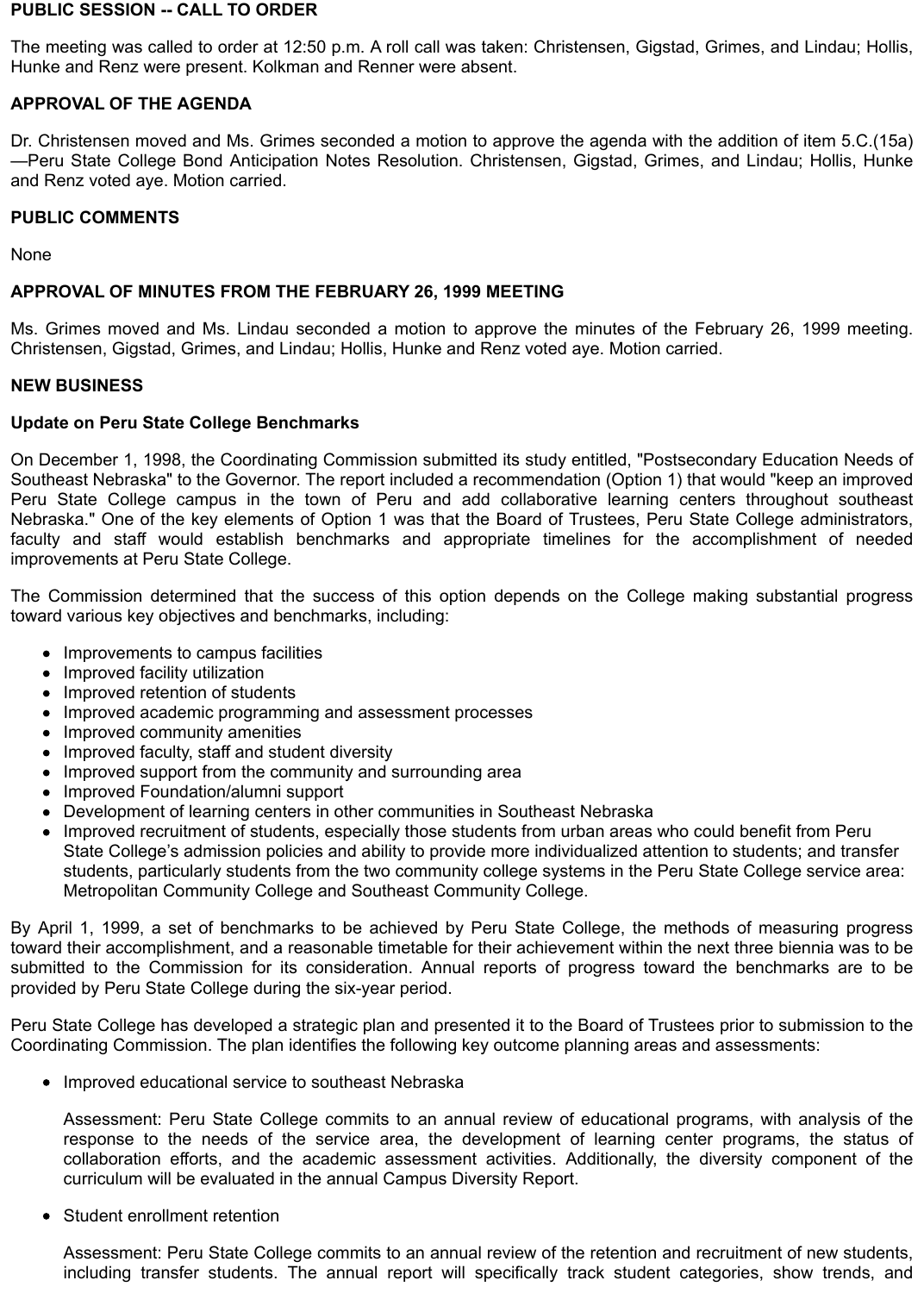**PUBLIC SESSION -- CALL TO ORDER**

The meeting was called to order at 12:50 p.m. A roll call was taken: Christensen, Gigstad, Grimes, and Lindau; Hollis, Hunke and Renz were present. Kolkman and Renner were absent.

**APPROVAL OF THE AGENDA**

Dr. Christensen moved and Ms. Grimes seconded a motion to approve the agenda with the addition of item 5.C.(15a)—Peru State College Bond Anticipation Notes Resolution. Christensen, Gigstad, Grimes, and Lindau; Hollis, Hunke and Renz voted aye. Motion carried.

**PUBLIC COMMENTS**

None

**APPROVAL OF MINUTES FROM THE FEBRUARY 26, 1999 MEETING**

Ms. Grimes moved and Ms. Lindau seconded a motion to approve the minutes of the February 26, 1999 meeting. Christensen, Gigstad, Grimes, and Lindau; Hollis, Hunke and Renz voted aye. Motion carried.

**NEW BUSINESS**

**Update on Peru State College Benchmarks**

On December 1, 1998, the Coordinating Commission submitted its study entitled, "Postsecondary Education Needs of Southeast Nebraska" to the Governor. The report included a recommendation (Option 1) that would "keep an improved Peru State College campus in the town of Peru and add collaborative learning centers throughout southeast Nebraska." One of the key elements of Option 1 was that the Board of Trustees, Peru State College administrators, faculty and staff would establish benchmarks and appropriate timelines for the accomplishment of needed improvements at Peru State College.

The Commission determined that the success of this option depends on the College making substantial progress toward various key objectives and benchmarks, including:

- Improvements to campus facilities
- Improved facility utilization
- Improved retention of students
- Improved academic programming and assessment processes
- Improved community amenities
- Improved faculty, staff and student diversity
- Improved support from the community and surrounding area
- Improved Foundation/alumni support
- Development of learning centers in other communities in Southeast Nebraska
- Improved recruitment of students, especially those students from urban areas who could benefit from Peru State College's admission policies and ability to provide more individualized attention to students; and transfer students, particularly students from the two community college systems in the Peru State College service area: Metropolitan Community College and Southeast Community College.

By April 1, 1999, a set of benchmarks to be achieved by Peru State College, the methods of measuring progress toward their accomplishment, and a reasonable timetable for their achievement within the next three biennia was to be submitted to the Commission for its consideration. Annual reports of progress toward the benchmarks are to be provided by Peru State College during the six-year period.

Peru State College has developed a strategic plan and presented it to the Board of Trustees prior to submission to the Coordinating Commission. The plan identifies the following key outcome planning areas and assessments:

- Improved educational service to southeast Nebraska

  Assessment: Peru State College commits to an annual review of educational programs, with analysis of the response to the needs of the service area, the development of learning center programs, the status of collaboration efforts, and the academic assessment activities. Additionally, the diversity component of the curriculum will be evaluated in the annual Campus Diversity Report.

- Student enrollment retention

  Assessment: Peru State College commits to an annual review of the retention and recruitment of new students, including transfer students. The annual report will specifically track student categories, show trends, and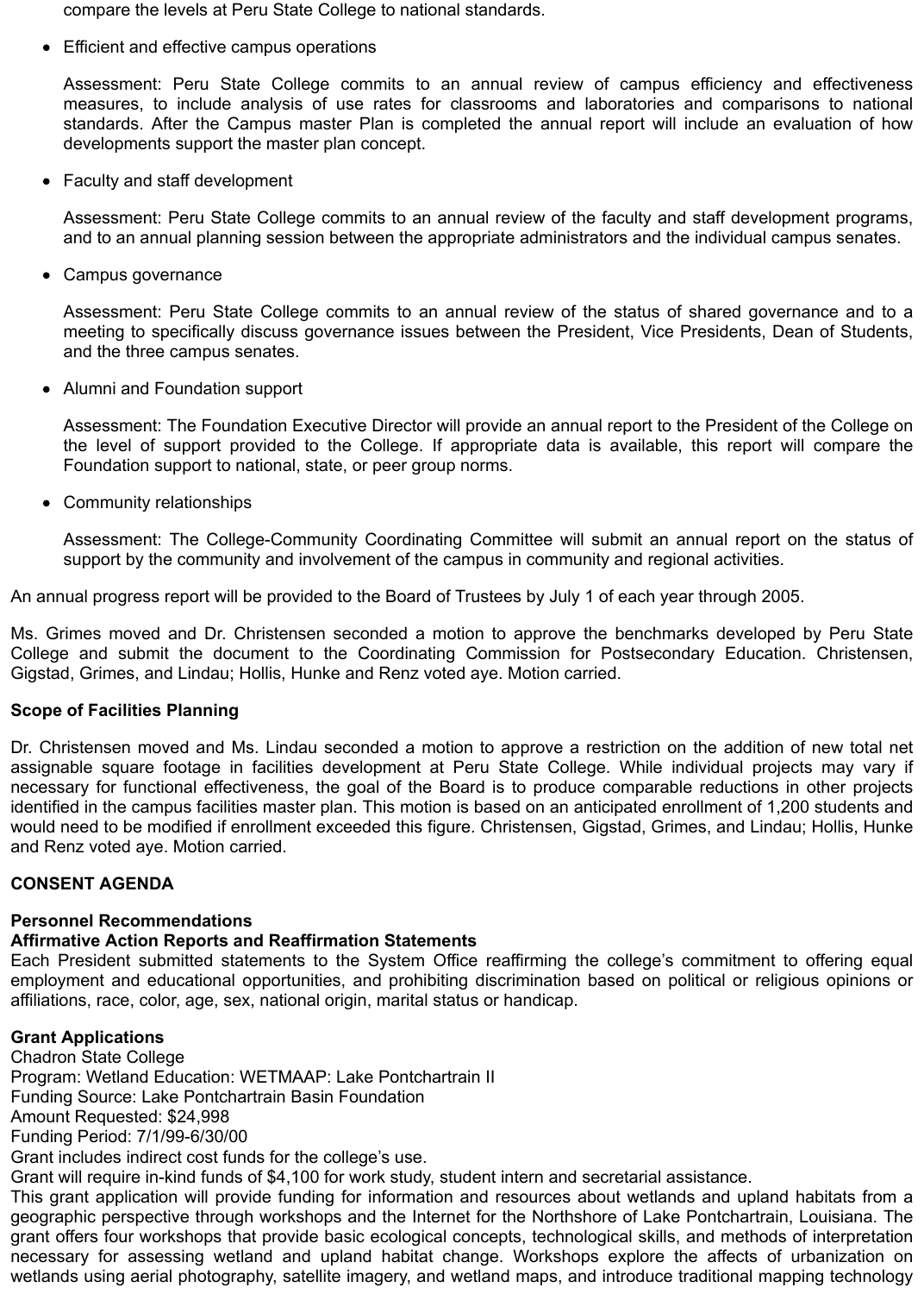compare the levels at Peru State College to national standards.

- Efficient and effective campus operations

  Assessment: Peru State College commits to an annual review of campus efficiency and effectiveness measures, to include analysis of use rates for classrooms and laboratories and comparisons to national standards. After the Campus master Plan is completed the annual report will include an evaluation of how developments support the master plan concept.

- Faculty and staff development

  Assessment: Peru State College commits to an annual review of the faculty and staff development programs, and to an annual planning session between the appropriate administrators and the individual campus senates.

- Campus governance

  Assessment: Peru State College commits to an annual review of the status of shared governance and to a meeting to specifically discuss governance issues between the President, Vice Presidents, Dean of Students, and the three campus senates.

- Alumni and Foundation support

  Assessment: The Foundation Executive Director will provide an annual report to the President of the College on the level of support provided to the College. If appropriate data is available, this report will compare the Foundation support to national, state, or peer group norms.

- Community relationships

  Assessment: The College-Community Coordinating Committee will submit an annual report on the status of support by the community and involvement of the campus in community and regional activities.

An annual progress report will be provided to the Board of Trustees by July 1 of each year through 2005.

Ms. Grimes moved and Dr. Christensen seconded a motion to approve the benchmarks developed by Peru State College and submit the document to the Coordinating Commission for Postsecondary Education. Christensen, Gigstad, Grimes, and Lindau; Hollis, Hunke and Renz voted aye. Motion carried.

**Scope of Facilities Planning**

Dr. Christensen moved and Ms. Lindau seconded a motion to approve a restriction on the addition of new total net assignable square footage in facilities development at Peru State College. While individual projects may vary if necessary for functional effectiveness, the goal of the Board is to produce comparable reductions in other projects identified in the campus facilities master plan. This motion is based on an anticipated enrollment of 1,200 students and would need to be modified if enrollment exceeded this figure. Christensen, Gigstad, Grimes, and Lindau; Hollis, Hunke and Renz voted aye. Motion carried.

**CONSENT AGENDA**

**Personnel Recommendations**
**Affirmative Action Reports and Reaffirmation Statements**
Each President submitted statements to the System Office reaffirming the college's commitment to offering equal employment and educational opportunities, and prohibiting discrimination based on political or religious opinions or affiliations, race, color, age, sex, national origin, marital status or handicap.

**Grant Applications**
Chadron State College
Program: Wetland Education: WETMAAP: Lake Pontchartrain II
Funding Source: Lake Pontchartrain Basin Foundation
Amount Requested: $24,998
Funding Period: 7/1/99-6/30/00
Grant includes indirect cost funds for the college's use.
Grant will require in-kind funds of $4,100 for work study, student intern and secretarial assistance.
This grant application will provide funding for information and resources about wetlands and upland habitats from a geographic perspective through workshops and the Internet for the Northshore of Lake Pontchartrain, Louisiana. The grant offers four workshops that provide basic ecological concepts, technological skills, and methods of interpretation necessary for assessing wetland and upland habitat change. Workshops explore the affects of urbanization on wetlands using aerial photography, satellite imagery, and wetland maps, and introduce traditional mapping technology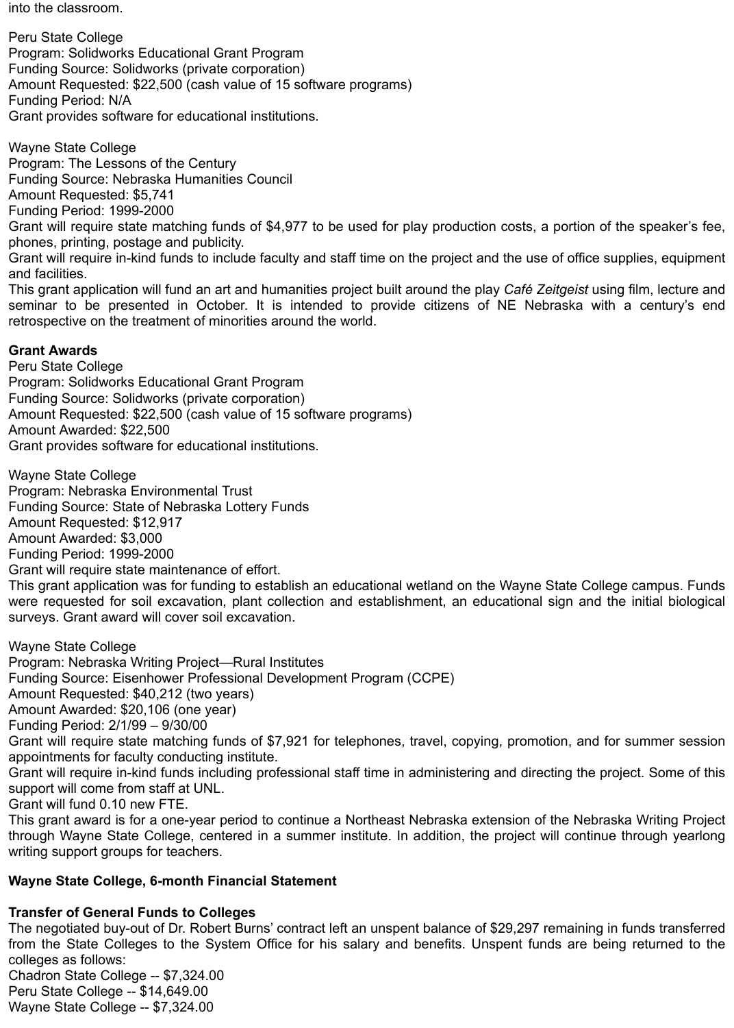into the classroom.

Peru State College
Program: Solidworks Educational Grant Program
Funding Source: Solidworks (private corporation)
Amount Requested: $22,500 (cash value of 15 software programs)
Funding Period: N/A
Grant provides software for educational institutions.

Wayne State College
Program: The Lessons of the Century
Funding Source: Nebraska Humanities Council
Amount Requested: $5,741
Funding Period: 1999-2000
Grant will require state matching funds of $4,977 to be used for play production costs, a portion of the speaker's fee, phones, printing, postage and publicity.
Grant will require in-kind funds to include faculty and staff time on the project and the use of office supplies, equipment and facilities.
This grant application will fund an art and humanities project built around the play *Café Zeitgeist* using film, lecture and seminar to be presented in October. It is intended to provide citizens of NE Nebraska with a century's end retrospective on the treatment of minorities around the world.

**Grant Awards**
Peru State College
Program: Solidworks Educational Grant Program
Funding Source: Solidworks (private corporation)
Amount Requested: $22,500 (cash value of 15 software programs)
Amount Awarded: $22,500
Grant provides software for educational institutions.

Wayne State College
Program: Nebraska Environmental Trust
Funding Source: State of Nebraska Lottery Funds
Amount Requested: $12,917
Amount Awarded: $3,000
Funding Period: 1999-2000
Grant will require state maintenance of effort.
This grant application was for funding to establish an educational wetland on the Wayne State College campus. Funds were requested for soil excavation, plant collection and establishment, an educational sign and the initial biological surveys. Grant award will cover soil excavation.

Wayne State College
Program: Nebraska Writing Project—Rural Institutes
Funding Source: Eisenhower Professional Development Program (CCPE)
Amount Requested: $40,212 (two years)
Amount Awarded: $20,106 (one year)
Funding Period: 2/1/99 – 9/30/00
Grant will require state matching funds of $7,921 for telephones, travel, copying, promotion, and for summer session appointments for faculty conducting institute.
Grant will require in-kind funds including professional staff time in administering and directing the project. Some of this support will come from staff at UNL.
Grant will fund 0.10 new FTE.
This grant award is for a one-year period to continue a Northeast Nebraska extension of the Nebraska Writing Project through Wayne State College, centered in a summer institute. In addition, the project will continue through yearlong writing support groups for teachers.

**Wayne State College, 6-month Financial Statement**

**Transfer of General Funds to Colleges**
The negotiated buy-out of Dr. Robert Burns' contract left an unspent balance of $29,297 remaining in funds transferred from the State Colleges to the System Office for his salary and benefits. Unspent funds are being returned to the colleges as follows:
Chadron State College -- $7,324.00
Peru State College -- $14,649.00
Wayne State College -- $7,324.00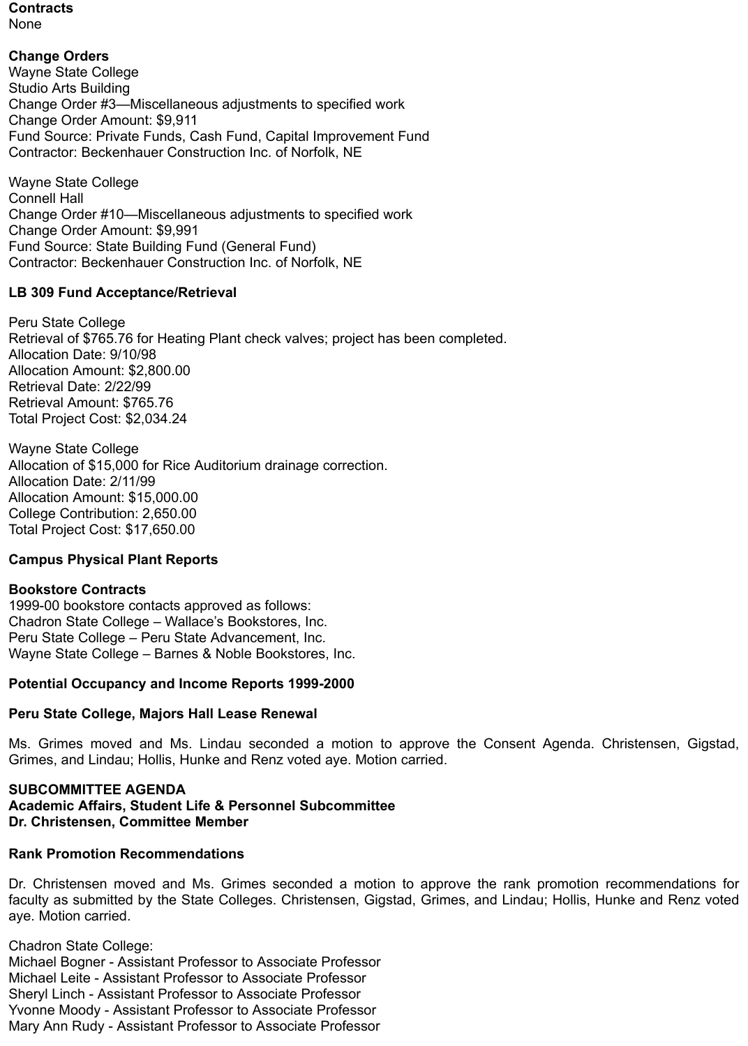**Contracts**
None

**Change Orders**
Wayne State College
Studio Arts Building
Change Order #3—Miscellaneous adjustments to specified work
Change Order Amount: $9,911
Fund Source: Private Funds, Cash Fund, Capital Improvement Fund
Contractor: Beckenhauer Construction Inc. of Norfolk, NE

Wayne State College
Connell Hall
Change Order #10—Miscellaneous adjustments to specified work
Change Order Amount: $9,991
Fund Source: State Building Fund (General Fund)
Contractor: Beckenhauer Construction Inc. of Norfolk, NE

**LB 309 Fund Acceptance/Retrieval**

Peru State College
Retrieval of $765.76 for Heating Plant check valves; project has been completed.
Allocation Date: 9/10/98
Allocation Amount: $2,800.00
Retrieval Date: 2/22/99
Retrieval Amount: $765.76
Total Project Cost: $2,034.24

Wayne State College
Allocation of $15,000 for Rice Auditorium drainage correction.
Allocation Date: 2/11/99
Allocation Amount: $15,000.00
College Contribution: 2,650.00
Total Project Cost: $17,650.00

**Campus Physical Plant Reports**

**Bookstore Contracts**
1999-00 bookstore contacts approved as follows:
Chadron State College – Wallace's Bookstores, Inc.
Peru State College – Peru State Advancement, Inc.
Wayne State College – Barnes & Noble Bookstores, Inc.

**Potential Occupancy and Income Reports 1999-2000**

**Peru State College, Majors Hall Lease Renewal**

Ms. Grimes moved and Ms. Lindau seconded a motion to approve the Consent Agenda. Christensen, Gigstad, Grimes, and Lindau; Hollis, Hunke and Renz voted aye. Motion carried.

**SUBCOMMITTEE AGENDA**
**Academic Affairs, Student Life & Personnel Subcommittee**
**Dr. Christensen, Committee Member**

**Rank Promotion Recommendations**

Dr. Christensen moved and Ms. Grimes seconded a motion to approve the rank promotion recommendations for faculty as submitted by the State Colleges. Christensen, Gigstad, Grimes, and Lindau; Hollis, Hunke and Renz voted aye. Motion carried.

Chadron State College:
Michael Bogner - Assistant Professor to Associate Professor
Michael Leite - Assistant Professor to Associate Professor
Sheryl Linch - Assistant Professor to Associate Professor
Yvonne Moody - Assistant Professor to Associate Professor
Mary Ann Rudy - Assistant Professor to Associate Professor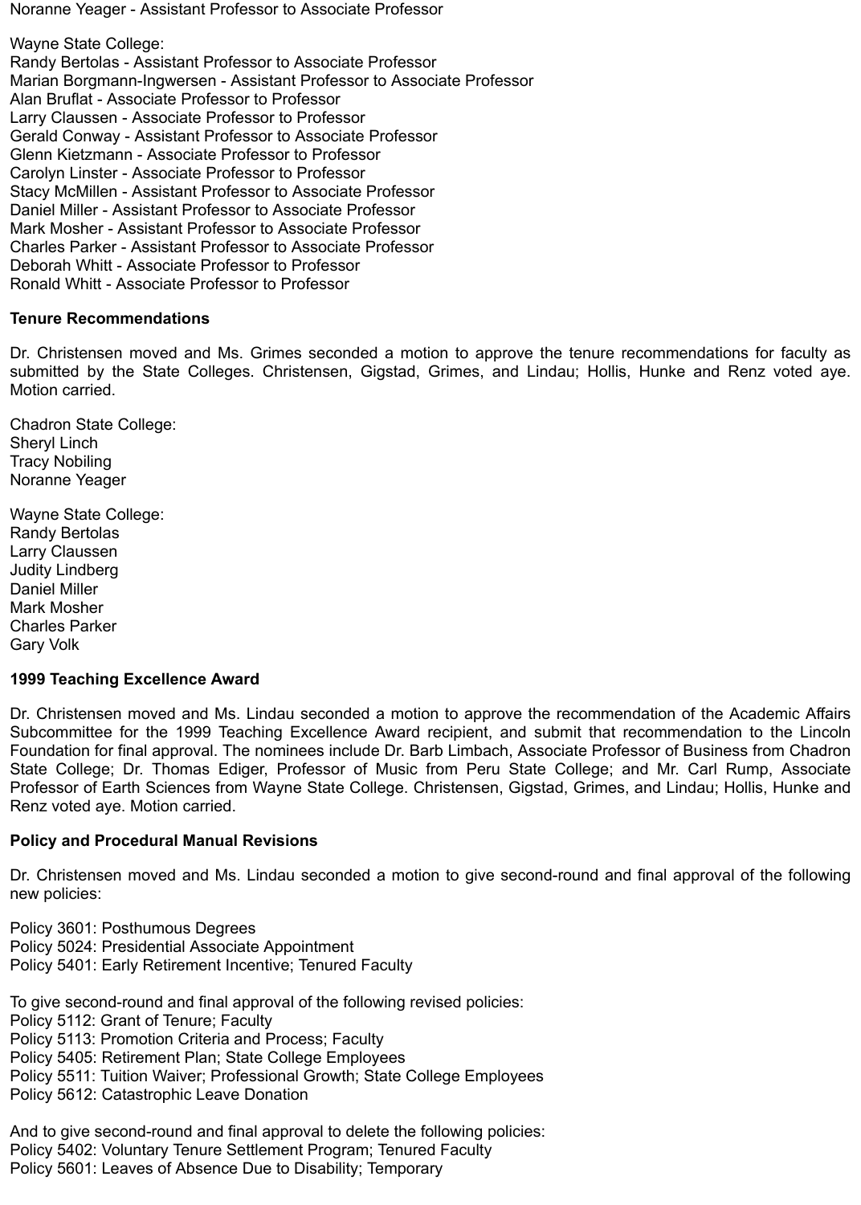Noranne Yeager - Assistant Professor to Associate Professor

Wayne State College:
Randy Bertolas - Assistant Professor to Associate Professor
Marian Borgmann-Ingwersen - Assistant Professor to Associate Professor
Alan Bruflat - Associate Professor to Professor
Larry Claussen - Associate Professor to Professor
Gerald Conway - Assistant Professor to Associate Professor
Glenn Kietzmann - Associate Professor to Professor
Carolyn Linster - Associate Professor to Professor
Stacy McMillen - Assistant Professor to Associate Professor
Daniel Miller - Assistant Professor to Associate Professor
Mark Mosher - Assistant Professor to Associate Professor
Charles Parker - Assistant Professor to Associate Professor
Deborah Whitt - Associate Professor to Professor
Ronald Whitt - Associate Professor to Professor

**Tenure Recommendations**

Dr. Christensen moved and Ms. Grimes seconded a motion to approve the tenure recommendations for faculty as submitted by the State Colleges. Christensen, Gigstad, Grimes, and Lindau; Hollis, Hunke and Renz voted aye. Motion carried.

Chadron State College:
Sheryl Linch
Tracy Nobiling
Noranne Yeager

Wayne State College:
Randy Bertolas
Larry Claussen
Judity Lindberg
Daniel Miller
Mark Mosher
Charles Parker
Gary Volk

**1999 Teaching Excellence Award**

Dr. Christensen moved and Ms. Lindau seconded a motion to approve the recommendation of the Academic Affairs Subcommittee for the 1999 Teaching Excellence Award recipient, and submit that recommendation to the Lincoln Foundation for final approval. The nominees include Dr. Barb Limbach, Associate Professor of Business from Chadron State College; Dr. Thomas Ediger, Professor of Music from Peru State College; and Mr. Carl Rump, Associate Professor of Earth Sciences from Wayne State College. Christensen, Gigstad, Grimes, and Lindau; Hollis, Hunke and Renz voted aye. Motion carried.

**Policy and Procedural Manual Revisions**

Dr. Christensen moved and Ms. Lindau seconded a motion to give second-round and final approval of the following new policies:

Policy 3601: Posthumous Degrees
Policy 5024: Presidential Associate Appointment
Policy 5401: Early Retirement Incentive; Tenured Faculty

To give second-round and final approval of the following revised policies:
Policy 5112: Grant of Tenure; Faculty
Policy 5113: Promotion Criteria and Process; Faculty
Policy 5405: Retirement Plan; State College Employees
Policy 5511: Tuition Waiver; Professional Growth; State College Employees
Policy 5612: Catastrophic Leave Donation

And to give second-round and final approval to delete the following policies:
Policy 5402: Voluntary Tenure Settlement Program; Tenured Faculty
Policy 5601: Leaves of Absence Due to Disability; Temporary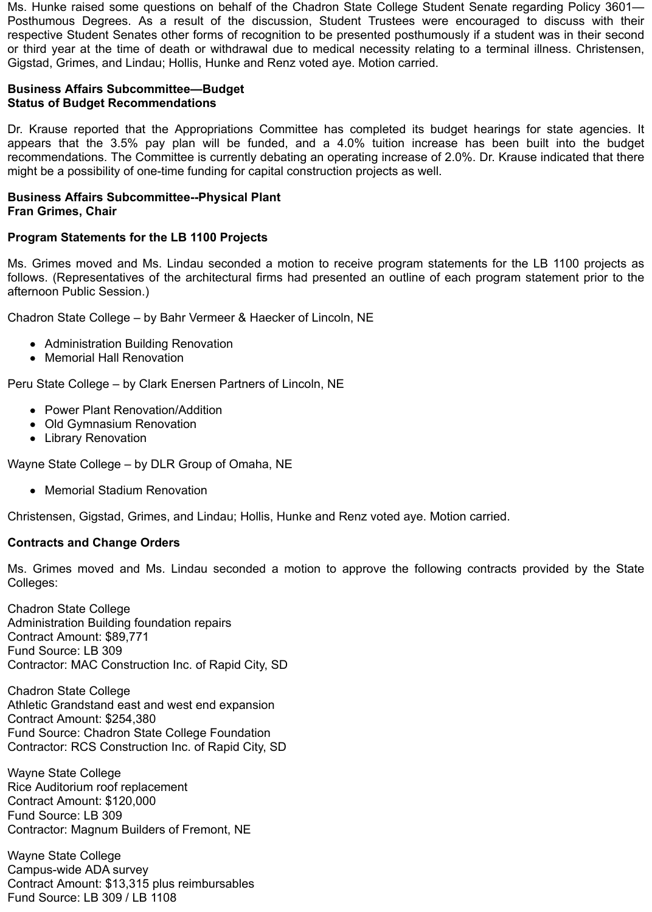Ms. Hunke raised some questions on behalf of the Chadron State College Student Senate regarding Policy 3601—Posthumous Degrees. As a result of the discussion, Student Trustees were encouraged to discuss with their respective Student Senates other forms of recognition to be presented posthumously if a student was in their second or third year at the time of death or withdrawal due to medical necessity relating to a terminal illness. Christensen, Gigstad, Grimes, and Lindau; Hollis, Hunke and Renz voted aye. Motion carried.

**Business Affairs Subcommittee—Budget**
**Status of Budget Recommendations**

Dr. Krause reported that the Appropriations Committee has completed its budget hearings for state agencies. It appears that the 3.5% pay plan will be funded, and a 4.0% tuition increase has been built into the budget recommendations. The Committee is currently debating an operating increase of 2.0%. Dr. Krause indicated that there might be a possibility of one-time funding for capital construction projects as well.

**Business Affairs Subcommittee--Physical Plant**
**Fran Grimes, Chair**

**Program Statements for the LB 1100 Projects**

Ms. Grimes moved and Ms. Lindau seconded a motion to receive program statements for the LB 1100 projects as follows. (Representatives of the architectural firms had presented an outline of each program statement prior to the afternoon Public Session.)

Chadron State College – by Bahr Vermeer & Haecker of Lincoln, NE

- Administration Building Renovation
- Memorial Hall Renovation

Peru State College – by Clark Enersen Partners of Lincoln, NE

- Power Plant Renovation/Addition
- Old Gymnasium Renovation
- Library Renovation

Wayne State College – by DLR Group of Omaha, NE

- Memorial Stadium Renovation

Christensen, Gigstad, Grimes, and Lindau; Hollis, Hunke and Renz voted aye. Motion carried.

**Contracts and Change Orders**

Ms. Grimes moved and Ms. Lindau seconded a motion to approve the following contracts provided by the State Colleges:

Chadron State College
Administration Building foundation repairs
Contract Amount: $89,771
Fund Source: LB 309
Contractor: MAC Construction Inc. of Rapid City, SD

Chadron State College
Athletic Grandstand east and west end expansion
Contract Amount: $254,380
Fund Source: Chadron State College Foundation
Contractor: RCS Construction Inc. of Rapid City, SD

Wayne State College
Rice Auditorium roof replacement
Contract Amount: $120,000
Fund Source: LB 309
Contractor: Magnum Builders of Fremont, NE

Wayne State College
Campus-wide ADA survey
Contract Amount: $13,315 plus reimbursables
Fund Source: LB 309 / LB 1108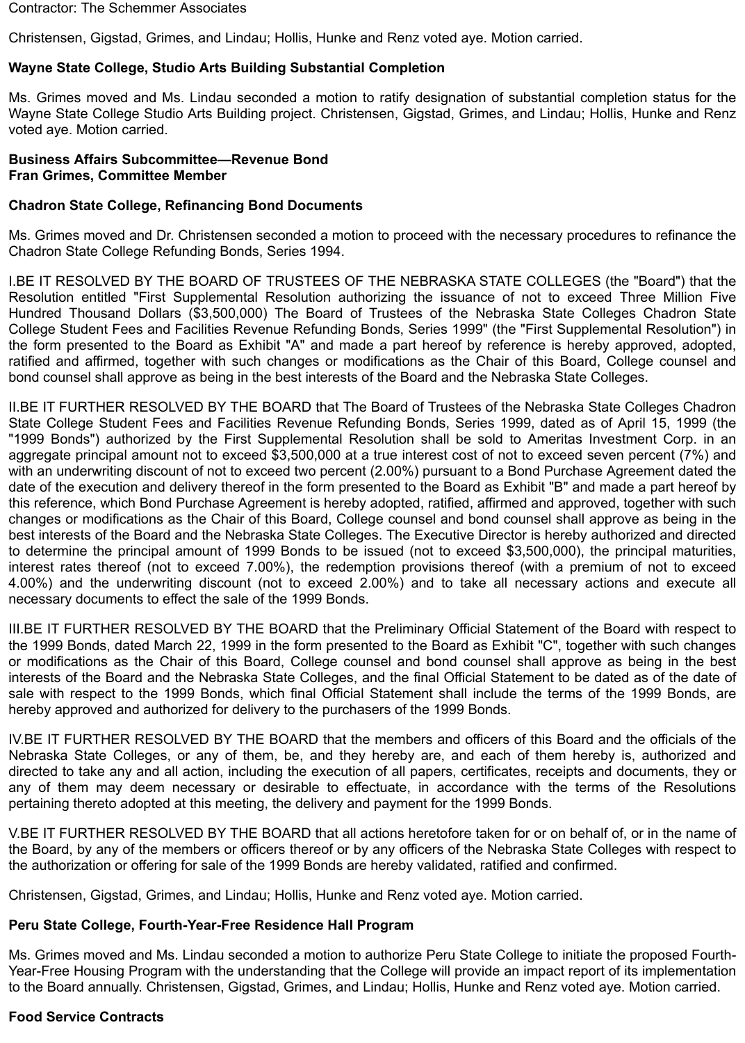Contractor: The Schemmer Associates

Christensen, Gigstad, Grimes, and Lindau; Hollis, Hunke and Renz voted aye. Motion carried.

**Wayne State College, Studio Arts Building Substantial Completion**

Ms. Grimes moved and Ms. Lindau seconded a motion to ratify designation of substantial completion status for the Wayne State College Studio Arts Building project. Christensen, Gigstad, Grimes, and Lindau; Hollis, Hunke and Renz voted aye. Motion carried.

**Business Affairs Subcommittee—Revenue Bond**
**Fran Grimes, Committee Member**

**Chadron State College, Refinancing Bond Documents**

Ms. Grimes moved and Dr. Christensen seconded a motion to proceed with the necessary procedures to refinance the Chadron State College Refunding Bonds, Series 1994.

I.BE IT RESOLVED BY THE BOARD OF TRUSTEES OF THE NEBRASKA STATE COLLEGES (the "Board") that the Resolution entitled "First Supplemental Resolution authorizing the issuance of not to exceed Three Million Five Hundred Thousand Dollars ($3,500,000) The Board of Trustees of the Nebraska State Colleges Chadron State College Student Fees and Facilities Revenue Refunding Bonds, Series 1999" (the "First Supplemental Resolution") in the form presented to the Board as Exhibit "A" and made a part hereof by reference is hereby approved, adopted, ratified and affirmed, together with such changes or modifications as the Chair of this Board, College counsel and bond counsel shall approve as being in the best interests of the Board and the Nebraska State Colleges.

II.BE IT FURTHER RESOLVED BY THE BOARD that The Board of Trustees of the Nebraska State Colleges Chadron State College Student Fees and Facilities Revenue Refunding Bonds, Series 1999, dated as of April 15, 1999 (the "1999 Bonds") authorized by the First Supplemental Resolution shall be sold to Ameritas Investment Corp. in an aggregate principal amount not to exceed $3,500,000 at a true interest cost of not to exceed seven percent (7%) and with an underwriting discount of not to exceed two percent (2.00%) pursuant to a Bond Purchase Agreement dated the date of the execution and delivery thereof in the form presented to the Board as Exhibit "B" and made a part hereof by this reference, which Bond Purchase Agreement is hereby adopted, ratified, affirmed and approved, together with such changes or modifications as the Chair of this Board, College counsel and bond counsel shall approve as being in the best interests of the Board and the Nebraska State Colleges. The Executive Director is hereby authorized and directed to determine the principal amount of 1999 Bonds to be issued (not to exceed $3,500,000), the principal maturities, interest rates thereof (not to exceed 7.00%), the redemption provisions thereof (with a premium of not to exceed 4.00%) and the underwriting discount (not to exceed 2.00%) and to take all necessary actions and execute all necessary documents to effect the sale of the 1999 Bonds.

III.BE IT FURTHER RESOLVED BY THE BOARD that the Preliminary Official Statement of the Board with respect to the 1999 Bonds, dated March 22, 1999 in the form presented to the Board as Exhibit "C", together with such changes or modifications as the Chair of this Board, College counsel and bond counsel shall approve as being in the best interests of the Board and the Nebraska State Colleges, and the final Official Statement to be dated as of the date of sale with respect to the 1999 Bonds, which final Official Statement shall include the terms of the 1999 Bonds, are hereby approved and authorized for delivery to the purchasers of the 1999 Bonds.

IV.BE IT FURTHER RESOLVED BY THE BOARD that the members and officers of this Board and the officials of the Nebraska State Colleges, or any of them, be, and they hereby are, and each of them hereby is, authorized and directed to take any and all action, including the execution of all papers, certificates, receipts and documents, they or any of them may deem necessary or desirable to effectuate, in accordance with the terms of the Resolutions pertaining thereto adopted at this meeting, the delivery and payment for the 1999 Bonds.

V.BE IT FURTHER RESOLVED BY THE BOARD that all actions heretofore taken for or on behalf of, or in the name of the Board, by any of the members or officers thereof or by any officers of the Nebraska State Colleges with respect to the authorization or offering for sale of the 1999 Bonds are hereby validated, ratified and confirmed.

Christensen, Gigstad, Grimes, and Lindau; Hollis, Hunke and Renz voted aye. Motion carried.

**Peru State College, Fourth-Year-Free Residence Hall Program**

Ms. Grimes moved and Ms. Lindau seconded a motion to authorize Peru State College to initiate the proposed Fourth-Year-Free Housing Program with the understanding that the College will provide an impact report of its implementation to the Board annually. Christensen, Gigstad, Grimes, and Lindau; Hollis, Hunke and Renz voted aye. Motion carried.

**Food Service Contracts**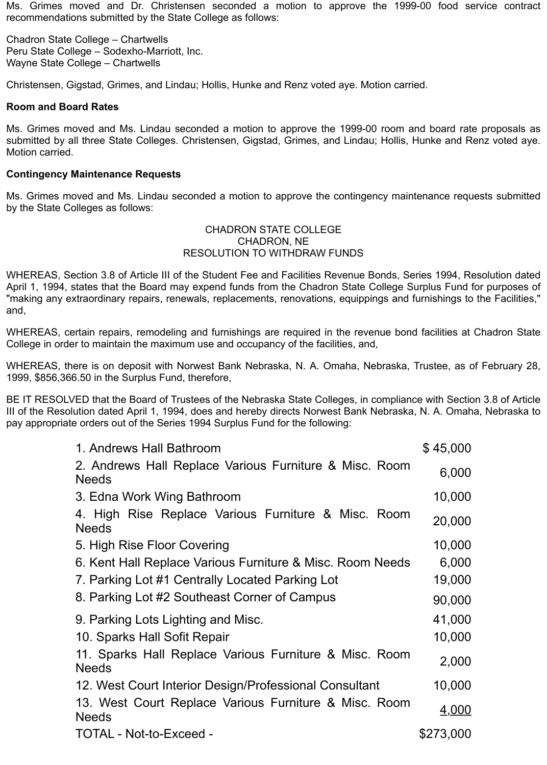Ms. Grimes moved and Dr. Christensen seconded a motion to approve the 1999-00 food service contract recommendations submitted by the State College as follows:

Chadron State College – Chartwells  
Peru State College – Sodexho-Marriott, Inc.  
Wayne State College – Chartwells

Christensen, Gigstad, Grimes, and Lindau; Hollis, Hunke and Renz voted aye. Motion carried.

**Room and Board Rates**

Ms. Grimes moved and Ms. Lindau seconded a motion to approve the 1999-00 room and board rate proposals as submitted by all three State Colleges. Christensen, Gigstad, Grimes, and Lindau; Hollis, Hunke and Renz voted aye. Motion carried.

**Contingency Maintenance Requests**

Ms. Grimes moved and Ms. Lindau seconded a motion to approve the contingency maintenance requests submitted by the State Colleges as follows:

CHADRON STATE COLLEGE  
CHADRON, NE  
RESOLUTION TO WITHDRAW FUNDS

WHEREAS, Section 3.8 of Article III of the Student Fee and Facilities Revenue Bonds, Series 1994, Resolution dated April 1, 1994, states that the Board may expend funds from the Chadron State College Surplus Fund for purposes of "making any extraordinary repairs, renewals, replacements, renovations, equippings and furnishings to the Facilities," and,

WHEREAS, certain repairs, remodeling and furnishings are required in the revenue bond facilities at Chadron State College in order to maintain the maximum use and occupancy of the facilities, and,

WHEREAS, there is on deposit with Norwest Bank Nebraska, N. A. Omaha, Nebraska, Trustee, as of February 28, 1999, $856,366.50 in the Surplus Fund, therefore,

BE IT RESOLVED that the Board of Trustees of the Nebraska State Colleges, in compliance with Section 3.8 of Article III of the Resolution dated April 1, 1994, does and hereby directs Norwest Bank Nebraska, N. A. Omaha, Nebraska to pay appropriate orders out of the Series 1994 Surplus Fund for the following:

| | |
|---|---|
| 1. Andrews Hall Bathroom | $ 45,000 |
| 2. Andrews Hall Replace Various Furniture & Misc. Room Needs | 6,000 |
| 3. Edna Work Wing Bathroom | 10,000 |
| 4. High Rise Replace Various Furniture & Misc. Room Needs | 20,000 |
| 5. High Rise Floor Covering | 10,000 |
| 6. Kent Hall Replace Various Furniture & Misc. Room Needs | 6,000 |
| 7. Parking Lot #1 Centrally Located Parking Lot | 19,000 |
| 8. Parking Lot #2 Southeast Corner of Campus | 90,000 |
| 9. Parking Lots Lighting and Misc. | 41,000 |
| 10. Sparks Hall Sofit Repair | 10,000 |
| 11. Sparks Hall Replace Various Furniture & Misc. Room Needs | 2,000 |
| 12. West Court Interior Design/Professional Consultant | 10,000 |
| 13. West Court Replace Various Furniture & Misc. Room Needs | 4,000 |
| TOTAL - Not-to-Exceed - | $273,000 |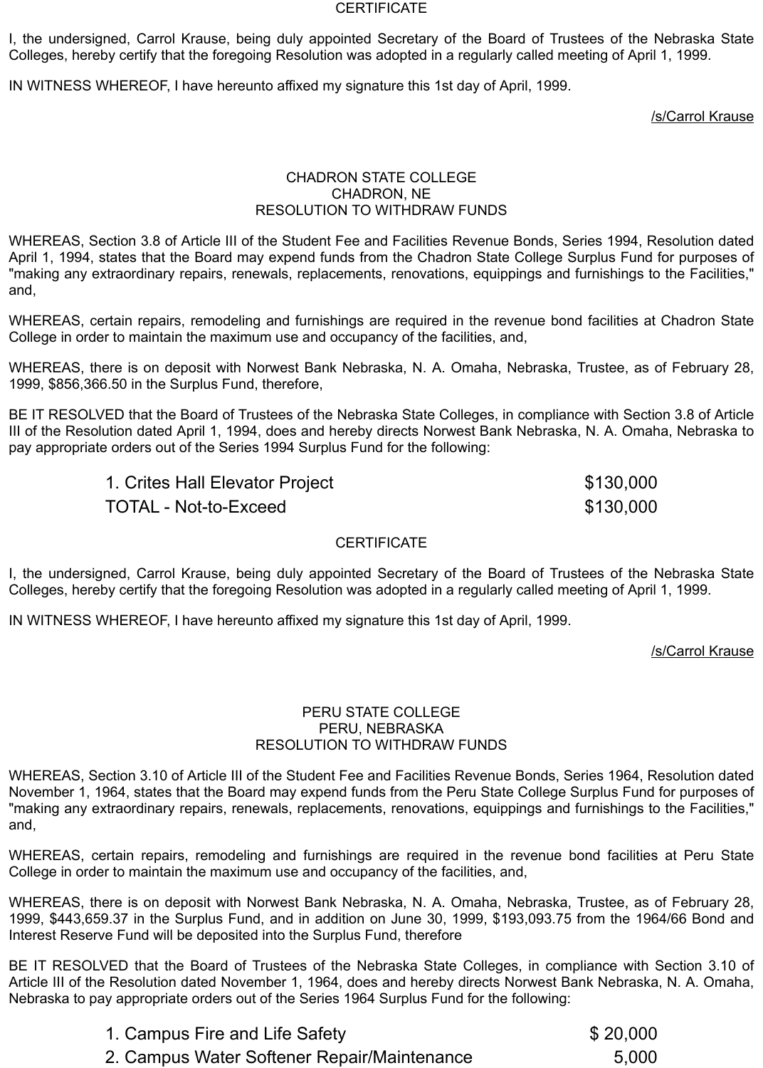CERTIFICATE

I, the undersigned, Carrol Krause, being duly appointed Secretary of the Board of Trustees of the Nebraska State Colleges, hereby certify that the foregoing Resolution was adopted in a regularly called meeting of April 1, 1999.

IN WITNESS WHEREOF, I have hereunto affixed my signature this 1st day of April, 1999.

/s/Carrol Krause

CHADRON STATE COLLEGE
CHADRON, NE
RESOLUTION TO WITHDRAW FUNDS

WHEREAS, Section 3.8 of Article III of the Student Fee and Facilities Revenue Bonds, Series 1994, Resolution dated April 1, 1994, states that the Board may expend funds from the Chadron State College Surplus Fund for purposes of "making any extraordinary repairs, renewals, replacements, renovations, equippings and furnishings to the Facilities," and,

WHEREAS, certain repairs, remodeling and furnishings are required in the revenue bond facilities at Chadron State College in order to maintain the maximum use and occupancy of the facilities, and,

WHEREAS, there is on deposit with Norwest Bank Nebraska, N. A. Omaha, Nebraska, Trustee, as of February 28, 1999, $856,366.50 in the Surplus Fund, therefore,

BE IT RESOLVED that the Board of Trustees of the Nebraska State Colleges, in compliance with Section 3.8 of Article III of the Resolution dated April 1, 1994, does and hereby directs Norwest Bank Nebraska, N. A. Omaha, Nebraska to pay appropriate orders out of the Series 1994 Surplus Fund for the following:

| | |
|---|---|
| 1. Crites Hall Elevator Project | $130,000 |
| TOTAL - Not-to-Exceed | $130,000 |

CERTIFICATE

I, the undersigned, Carrol Krause, being duly appointed Secretary of the Board of Trustees of the Nebraska State Colleges, hereby certify that the foregoing Resolution was adopted in a regularly called meeting of April 1, 1999.

IN WITNESS WHEREOF, I have hereunto affixed my signature this 1st day of April, 1999.

/s/Carrol Krause

PERU STATE COLLEGE
PERU, NEBRASKA
RESOLUTION TO WITHDRAW FUNDS

WHEREAS, Section 3.10 of Article III of the Student Fee and Facilities Revenue Bonds, Series 1964, Resolution dated November 1, 1964, states that the Board may expend funds from the Peru State College Surplus Fund for purposes of "making any extraordinary repairs, renewals, replacements, renovations, equippings and furnishings to the Facilities," and,

WHEREAS, certain repairs, remodeling and furnishings are required in the revenue bond facilities at Peru State College in order to maintain the maximum use and occupancy of the facilities, and,

WHEREAS, there is on deposit with Norwest Bank Nebraska, N. A. Omaha, Nebraska, Trustee, as of February 28, 1999, $443,659.37 in the Surplus Fund, and in addition on June 30, 1999, $193,093.75 from the 1964/66 Bond and Interest Reserve Fund will be deposited into the Surplus Fund, therefore

BE IT RESOLVED that the Board of Trustees of the Nebraska State Colleges, in compliance with Section 3.10 of Article III of the Resolution dated November 1, 1964, does and hereby directs Norwest Bank Nebraska, N. A. Omaha, Nebraska to pay appropriate orders out of the Series 1964 Surplus Fund for the following:

| | |
|---|---|
| 1. Campus Fire and Life Safety | $ 20,000 |
| 2. Campus Water Softener Repair/Maintenance | 5,000 |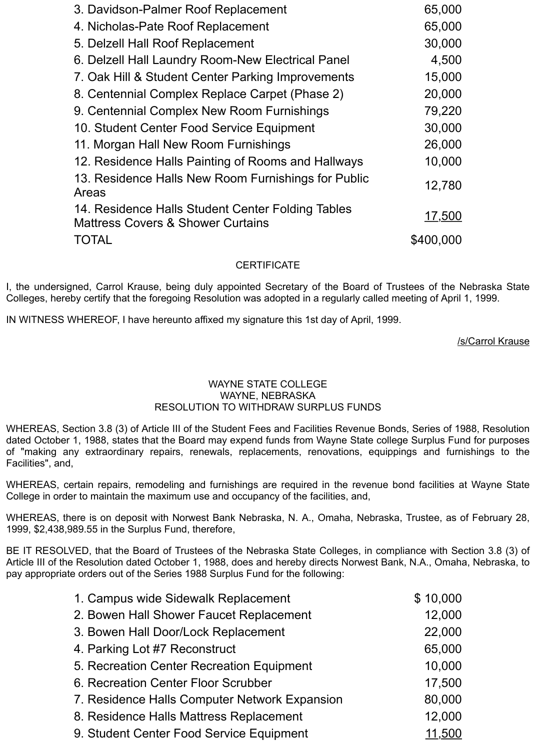| | |
|---|---|
| 3. Davidson-Palmer Roof Replacement | 65,000 |
| 4. Nicholas-Pate Roof Replacement | 65,000 |
| 5. Delzell Hall Roof Replacement | 30,000 |
| 6. Delzell Hall Laundry Room-New Electrical Panel | 4,500 |
| 7. Oak Hill & Student Center Parking Improvements | 15,000 |
| 8. Centennial Complex Replace Carpet (Phase 2) | 20,000 |
| 9. Centennial Complex New Room Furnishings | 79,220 |
| 10. Student Center Food Service Equipment | 30,000 |
| 11. Morgan Hall New Room Furnishings | 26,000 |
| 12. Residence Halls Painting of Rooms and Hallways | 10,000 |
| 13. Residence Halls New Room Furnishings for Public Areas | 12,780 |
| 14. Residence Halls Student Center Folding Tables Mattress Covers & Shower Curtains | 17,500 |
| TOTAL | $400,000 |

CERTIFICATE

I, the undersigned, Carrol Krause, being duly appointed Secretary of the Board of Trustees of the Nebraska State Colleges, hereby certify that the foregoing Resolution was adopted in a regularly called meeting of April 1, 1999.

IN WITNESS WHEREOF, I have hereunto affixed my signature this 1st day of April, 1999.

/s/Carrol Krause

WAYNE STATE COLLEGE
WAYNE, NEBRASKA
RESOLUTION TO WITHDRAW SURPLUS FUNDS

WHEREAS, Section 3.8 (3) of Article III of the Student Fees and Facilities Revenue Bonds, Series of 1988, Resolution dated October 1, 1988, states that the Board may expend funds from Wayne State college Surplus Fund for purposes of "making any extraordinary repairs, renewals, replacements, renovations, equippings and furnishings to the Facilities", and,

WHEREAS, certain repairs, remodeling and furnishings are required in the revenue bond facilities at Wayne State College in order to maintain the maximum use and occupancy of the facilities, and,

WHEREAS, there is on deposit with Norwest Bank Nebraska, N. A., Omaha, Nebraska, Trustee, as of February 28, 1999, $2,438,989.55 in the Surplus Fund, therefore,

BE IT RESOLVED, that the Board of Trustees of the Nebraska State Colleges, in compliance with Section 3.8 (3) of Article III of the Resolution dated October 1, 1988, does and hereby directs Norwest Bank, N.A., Omaha, Nebraska, to pay appropriate orders out of the Series 1988 Surplus Fund for the following:

| | |
|---|---|
| 1. Campus wide Sidewalk Replacement | $ 10,000 |
| 2. Bowen Hall Shower Faucet Replacement | 12,000 |
| 3. Bowen Hall Door/Lock Replacement | 22,000 |
| 4. Parking Lot #7 Reconstruct | 65,000 |
| 5. Recreation Center Recreation Equipment | 10,000 |
| 6. Recreation Center Floor Scrubber | 17,500 |
| 7. Residence Halls Computer Network Expansion | 80,000 |
| 8. Residence Halls Mattress Replacement | 12,000 |
| 9. Student Center Food Service Equipment | 11,500 |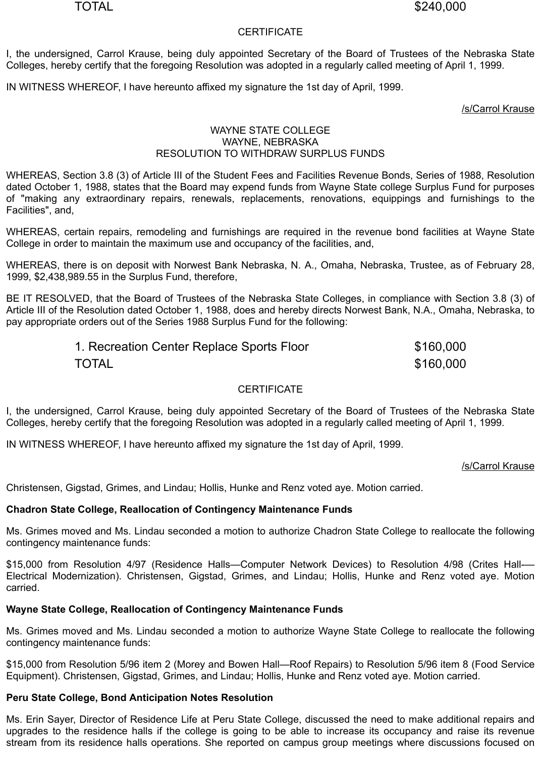| | |
|---|---|
| TOTAL | $240,000 |

CERTIFICATE

I, the undersigned, Carrol Krause, being duly appointed Secretary of the Board of Trustees of the Nebraska State Colleges, hereby certify that the foregoing Resolution was adopted in a regularly called meeting of April 1, 1999.

IN WITNESS WHEREOF, I have hereunto affixed my signature the 1st day of April, 1999.

/s/Carrol Krause

WAYNE STATE COLLEGE
WAYNE, NEBRASKA
RESOLUTION TO WITHDRAW SURPLUS FUNDS

WHEREAS, Section 3.8 (3) of Article III of the Student Fees and Facilities Revenue Bonds, Series of 1988, Resolution dated October 1, 1988, states that the Board may expend funds from Wayne State college Surplus Fund for purposes of "making any extraordinary repairs, renewals, replacements, renovations, equippings and furnishings to the Facilities", and,

WHEREAS, certain repairs, remodeling and furnishings are required in the revenue bond facilities at Wayne State College in order to maintain the maximum use and occupancy of the facilities, and,

WHEREAS, there is on deposit with Norwest Bank Nebraska, N. A., Omaha, Nebraska, Trustee, as of February 28, 1999, $2,438,989.55 in the Surplus Fund, therefore,

BE IT RESOLVED, that the Board of Trustees of the Nebraska State Colleges, in compliance with Section 3.8 (3) of Article III of the Resolution dated October 1, 1988, does and hereby directs Norwest Bank, N.A., Omaha, Nebraska, to pay appropriate orders out of the Series 1988 Surplus Fund for the following:

| | |
|---|---|
| 1. Recreation Center Replace Sports Floor | $160,000 |
| TOTAL | $160,000 |

CERTIFICATE

I, the undersigned, Carrol Krause, being duly appointed Secretary of the Board of Trustees of the Nebraska State Colleges, hereby certify that the foregoing Resolution was adopted in a regularly called meeting of April 1, 1999.

IN WITNESS WHEREOF, I have hereunto affixed my signature the 1st day of April, 1999.

/s/Carrol Krause

Christensen, Gigstad, Grimes, and Lindau; Hollis, Hunke and Renz voted aye. Motion carried.

**Chadron State College, Reallocation of Contingency Maintenance Funds**

Ms. Grimes moved and Ms. Lindau seconded a motion to authorize Chadron State College to reallocate the following contingency maintenance funds:

$15,000 from Resolution 4/97 (Residence Halls—Computer Network Devices) to Resolution 4/98 (Crites Hall—Electrical Modernization). Christensen, Gigstad, Grimes, and Lindau; Hollis, Hunke and Renz voted aye. Motion carried.

**Wayne State College, Reallocation of Contingency Maintenance Funds**

Ms. Grimes moved and Ms. Lindau seconded a motion to authorize Wayne State College to reallocate the following contingency maintenance funds:

$15,000 from Resolution 5/96 item 2 (Morey and Bowen Hall—Roof Repairs) to Resolution 5/96 item 8 (Food Service Equipment). Christensen, Gigstad, Grimes, and Lindau; Hollis, Hunke and Renz voted aye. Motion carried.

**Peru State College, Bond Anticipation Notes Resolution**

Ms. Erin Sayer, Director of Residence Life at Peru State College, discussed the need to make additional repairs and upgrades to the residence halls if the college is going to be able to increase its occupancy and raise its revenue stream from its residence halls operations. She reported on campus group meetings where discussions focused on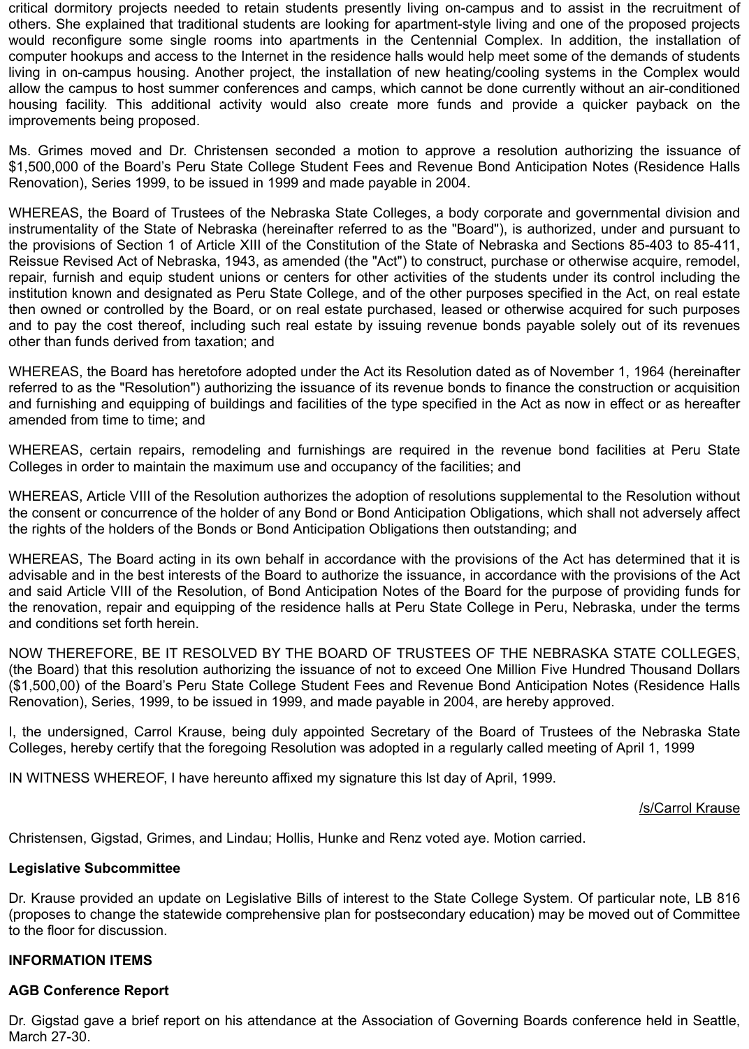critical dormitory projects needed to retain students presently living on-campus and to assist in the recruitment of others. She explained that traditional students are looking for apartment-style living and one of the proposed projects would reconfigure some single rooms into apartments in the Centennial Complex. In addition, the installation of computer hookups and access to the Internet in the residence halls would help meet some of the demands of students living in on-campus housing. Another project, the installation of new heating/cooling systems in the Complex would allow the campus to host summer conferences and camps, which cannot be done currently without an air-conditioned housing facility. This additional activity would also create more funds and provide a quicker payback on the improvements being proposed.

Ms. Grimes moved and Dr. Christensen seconded a motion to approve a resolution authorizing the issuance of $1,500,000 of the Board's Peru State College Student Fees and Revenue Bond Anticipation Notes (Residence Halls Renovation), Series 1999, to be issued in 1999 and made payable in 2004.

WHEREAS, the Board of Trustees of the Nebraska State Colleges, a body corporate and governmental division and instrumentality of the State of Nebraska (hereinafter referred to as the "Board"), is authorized, under and pursuant to the provisions of Section 1 of Article XIII of the Constitution of the State of Nebraska and Sections 85-403 to 85-411, Reissue Revised Act of Nebraska, 1943, as amended (the "Act") to construct, purchase or otherwise acquire, remodel, repair, furnish and equip student unions or centers for other activities of the students under its control including the institution known and designated as Peru State College, and of the other purposes specified in the Act, on real estate then owned or controlled by the Board, or on real estate purchased, leased or otherwise acquired for such purposes and to pay the cost thereof, including such real estate by issuing revenue bonds payable solely out of its revenues other than funds derived from taxation; and

WHEREAS, the Board has heretofore adopted under the Act its Resolution dated as of November 1, 1964 (hereinafter referred to as the "Resolution") authorizing the issuance of its revenue bonds to finance the construction or acquisition and furnishing and equipping of buildings and facilities of the type specified in the Act as now in effect or as hereafter amended from time to time; and

WHEREAS, certain repairs, remodeling and furnishings are required in the revenue bond facilities at Peru State Colleges in order to maintain the maximum use and occupancy of the facilities; and

WHEREAS, Article VIII of the Resolution authorizes the adoption of resolutions supplemental to the Resolution without the consent or concurrence of the holder of any Bond or Bond Anticipation Obligations, which shall not adversely affect the rights of the holders of the Bonds or Bond Anticipation Obligations then outstanding; and

WHEREAS, The Board acting in its own behalf in accordance with the provisions of the Act has determined that it is advisable and in the best interests of the Board to authorize the issuance, in accordance with the provisions of the Act and said Article VIII of the Resolution, of Bond Anticipation Notes of the Board for the purpose of providing funds for the renovation, repair and equipping of the residence halls at Peru State College in Peru, Nebraska, under the terms and conditions set forth herein.

NOW THEREFORE, BE IT RESOLVED BY THE BOARD OF TRUSTEES OF THE NEBRASKA STATE COLLEGES, (the Board) that this resolution authorizing the issuance of not to exceed One Million Five Hundred Thousand Dollars ($1,500,00) of the Board's Peru State College Student Fees and Revenue Bond Anticipation Notes (Residence Halls Renovation), Series, 1999, to be issued in 1999, and made payable in 2004, are hereby approved.

I, the undersigned, Carrol Krause, being duly appointed Secretary of the Board of Trustees of the Nebraska State Colleges, hereby certify that the foregoing Resolution was adopted in a regularly called meeting of April 1, 1999

IN WITNESS WHEREOF, I have hereunto affixed my signature this lst day of April, 1999.

/s/Carrol Krause

Christensen, Gigstad, Grimes, and Lindau; Hollis, Hunke and Renz voted aye. Motion carried.

**Legislative Subcommittee**

Dr. Krause provided an update on Legislative Bills of interest to the State College System. Of particular note, LB 816 (proposes to change the statewide comprehensive plan for postsecondary education) may be moved out of Committee to the floor for discussion.

**INFORMATION ITEMS**

**AGB Conference Report**

Dr. Gigstad gave a brief report on his attendance at the Association of Governing Boards conference held in Seattle, March 27-30.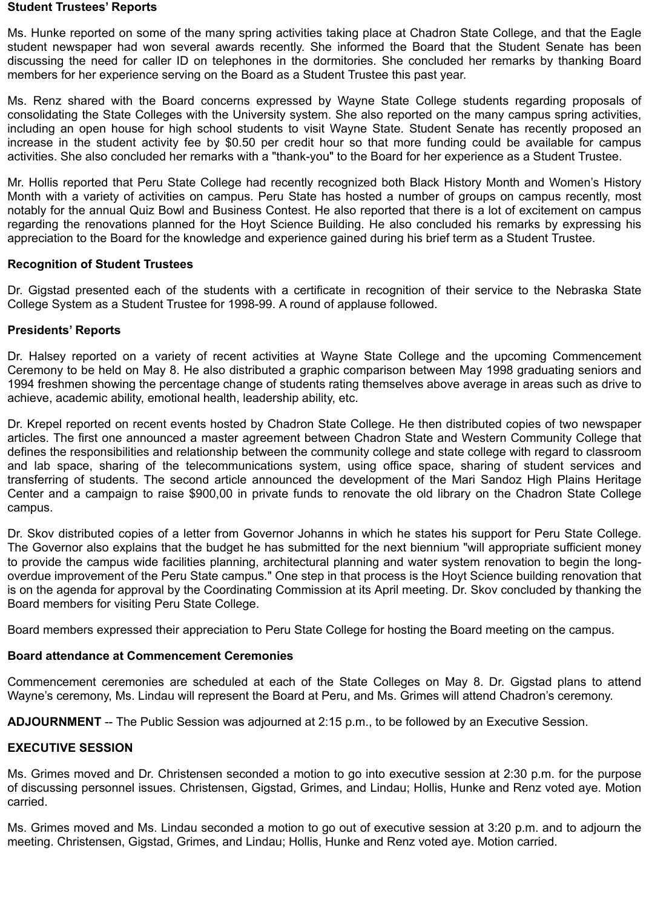**Student Trustees' Reports**

Ms. Hunke reported on some of the many spring activities taking place at Chadron State College, and that the Eagle student newspaper had won several awards recently. She informed the Board that the Student Senate has been discussing the need for caller ID on telephones in the dormitories. She concluded her remarks by thanking Board members for her experience serving on the Board as a Student Trustee this past year.

Ms. Renz shared with the Board concerns expressed by Wayne State College students regarding proposals of consolidating the State Colleges with the University system. She also reported on the many campus spring activities, including an open house for high school students to visit Wayne State. Student Senate has recently proposed an increase in the student activity fee by $0.50 per credit hour so that more funding could be available for campus activities. She also concluded her remarks with a "thank-you" to the Board for her experience as a Student Trustee.

Mr. Hollis reported that Peru State College had recently recognized both Black History Month and Women's History Month with a variety of activities on campus. Peru State has hosted a number of groups on campus recently, most notably for the annual Quiz Bowl and Business Contest. He also reported that there is a lot of excitement on campus regarding the renovations planned for the Hoyt Science Building. He also concluded his remarks by expressing his appreciation to the Board for the knowledge and experience gained during his brief term as a Student Trustee.

**Recognition of Student Trustees**

Dr. Gigstad presented each of the students with a certificate in recognition of their service to the Nebraska State College System as a Student Trustee for 1998-99. A round of applause followed.

**Presidents' Reports**

Dr. Halsey reported on a variety of recent activities at Wayne State College and the upcoming Commencement Ceremony to be held on May 8. He also distributed a graphic comparison between May 1998 graduating seniors and 1994 freshmen showing the percentage change of students rating themselves above average in areas such as drive to achieve, academic ability, emotional health, leadership ability, etc.

Dr. Krepel reported on recent events hosted by Chadron State College. He then distributed copies of two newspaper articles. The first one announced a master agreement between Chadron State and Western Community College that defines the responsibilities and relationship between the community college and state college with regard to classroom and lab space, sharing of the telecommunications system, using office space, sharing of student services and transferring of students. The second article announced the development of the Mari Sandoz High Plains Heritage Center and a campaign to raise $900,00 in private funds to renovate the old library on the Chadron State College campus.

Dr. Skov distributed copies of a letter from Governor Johanns in which he states his support for Peru State College. The Governor also explains that the budget he has submitted for the next biennium "will appropriate sufficient money to provide the campus wide facilities planning, architectural planning and water system renovation to begin the long-overdue improvement of the Peru State campus." One step in that process is the Hoyt Science building renovation that is on the agenda for approval by the Coordinating Commission at its April meeting. Dr. Skov concluded by thanking the Board members for visiting Peru State College.

Board members expressed their appreciation to Peru State College for hosting the Board meeting on the campus.

**Board attendance at Commencement Ceremonies**

Commencement ceremonies are scheduled at each of the State Colleges on May 8. Dr. Gigstad plans to attend Wayne's ceremony, Ms. Lindau will represent the Board at Peru, and Ms. Grimes will attend Chadron's ceremony.

**ADJOURNMENT** -- The Public Session was adjourned at 2:15 p.m., to be followed by an Executive Session.

**EXECUTIVE SESSION**

Ms. Grimes moved and Dr. Christensen seconded a motion to go into executive session at 2:30 p.m. for the purpose of discussing personnel issues. Christensen, Gigstad, Grimes, and Lindau; Hollis, Hunke and Renz voted aye. Motion carried.

Ms. Grimes moved and Ms. Lindau seconded a motion to go out of executive session at 3:20 p.m. and to adjourn the meeting. Christensen, Gigstad, Grimes, and Lindau; Hollis, Hunke and Renz voted aye. Motion carried.